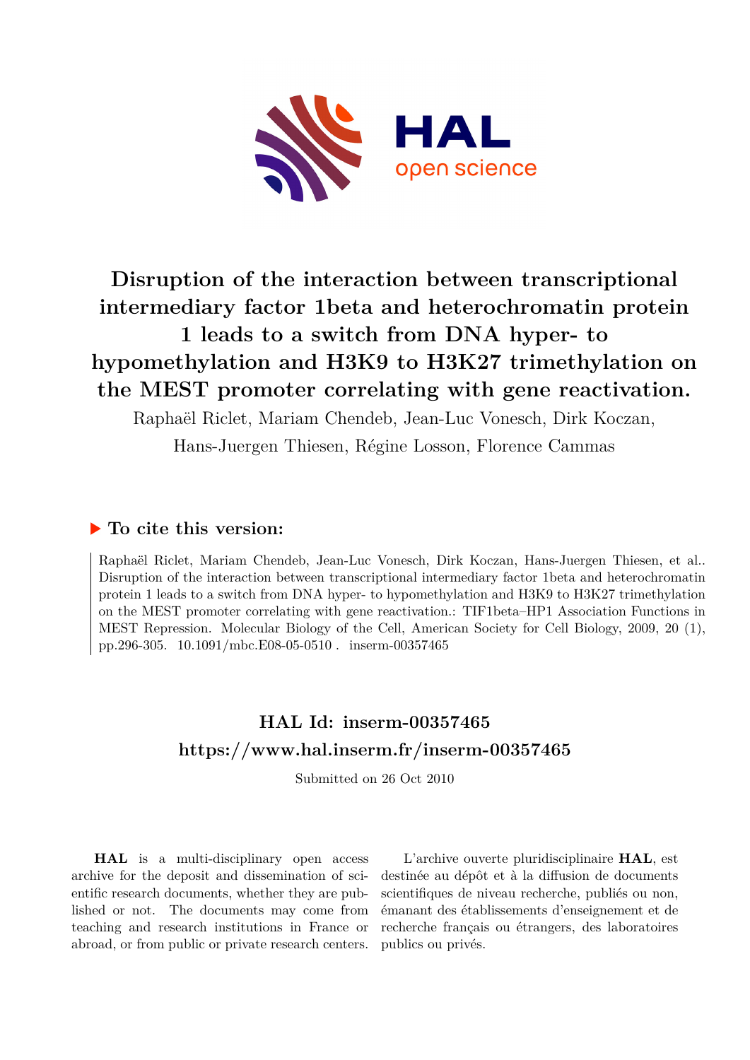# Disruption of the interaction between transcriptional intermediary factor 1beta and heterochromatin protein 1 leads to a switch from DNA hyper- to hypomethylation and H3K9 to H3K27 trimethylation on the MEST promoter correlating with gene reactivation.

Raphaël Riclet, Mariam Chendeb, Jean-Luc Vonesch, Dirk Koczan, Hans-Juergen Thiesen, Régine Losson, Florence Cammas

## To cite this version:

Raphaël Riclet, Mariam Chendeb, Jean-Luc Vonesch, Dirk Koczan, Hans-Juergen Thiesen, et al.. Disruption of the interaction between transcriptional intermediary factor 1beta and heterochromatin protein 1 leads to a switch from DNA hyper- to hypomethylation and H3K9 to H3K27 trimethylation on the MEST promoter correlating with gene reactivation.: TIF1beta–HP1 Association Functions in MEST Repression. Molecular Biology of the Cell, American Society for Cell Biology, 2009, 20 (1), pp.296-305. 10.1091/mbc.E08-05-0510 . inserm-00357465

## HAL Id: inserm-00357465

## https://www.hal.inserm.fr/inserm-00357465

Submitted on 26 Oct 2010

**HAL** is a multi-disciplinary open access archive for the deposit and dissemination of scientific research documents, whether they are published or not. The documents may come from teaching and research institutions in France or abroad, or from public or private research centers.

L'archive ouverte pluridisciplinaire **HAL**, est destinée au dépôt et à la diffusion de documents scientifiques de niveau recherche, publiés ou non, émanant des établissements d'enseignement et de recherche français ou étrangers, des laboratoires publics ou privés.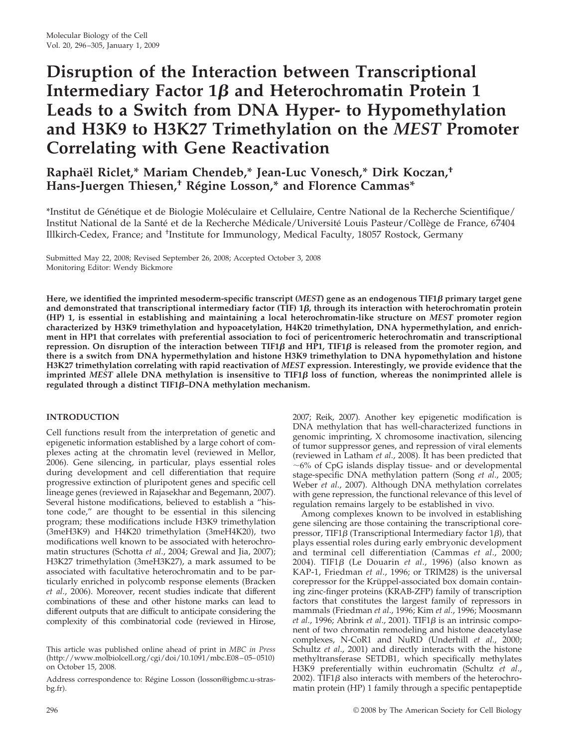# Disruption of the Interaction between Transcriptional Intermediary Factor 1β and Heterochromatin Protein 1 Leads to a Switch from DNA Hyper- to Hypomethylation and H3K9 to H3K27 Trimethylation on the *MEST* Promoter Correlating with Gene Reactivation

**Raphaël Riclet,* Mariam Chendeb,* Jean-Luc Vonesch,* Dirk Koczan,† Hans-Juergen Thiesen,† Régine Losson,* and Florence Cammas***

*Institut de Génétique et de Biologie Moléculaire et Cellulaire, Centre National de la Recherche Scientifique/ Institut National de la Santé et de la Recherche Médicale/Université Louis Pasteur/Collège de France, 67404 Illkirch-Cedex, France; and †Institute for Immunology, Medical Faculty, 18057 Rostock, Germany

Submitted May 22, 2008; Revised September 26, 2008; Accepted October 3, 2008
Monitoring Editor: Wendy Bickmore

**Here, we identified the imprinted mesoderm-specific transcript (*MEST*) gene as an endogenous TIF1β primary target gene and demonstrated that transcriptional intermediary factor (TIF) 1β, through its interaction with heterochromatin protein (HP) 1, is essential in establishing and maintaining a local heterochromatin-like structure on *MEST* promoter region characterized by H3K9 trimethylation and hypoacetylation, H4K20 trimethylation, DNA hypermethylation, and enrichment in HP1 that correlates with preferential association to foci of pericentromeric heterochromatin and transcriptional repression. On disruption of the interaction between TIF1β and HP1, TIF1β is released from the promoter region, and there is a switch from DNA hypermethylation and histone H3K9 trimethylation to DNA hypomethylation and histone H3K27 trimethylation correlating with rapid reactivation of *MEST* expression. Interestingly, we provide evidence that the imprinted *MEST* allele DNA methylation is insensitive to TIF1β loss of function, whereas the nonimprinted allele is regulated through a distinct TIF1β–DNA methylation mechanism.**

## INTRODUCTION

Cell functions result from the interpretation of genetic and epigenetic information established by a large cohort of complexes acting at the chromatin level (reviewed in Mellor, 2006). Gene silencing, in particular, plays essential roles during development and cell differentiation that require progressive extinction of pluripotent genes and specific cell lineage genes (reviewed in Rajasekhar and Begemann, 2007). Several histone modifications, believed to establish a "histone code," are thought to be essential in this silencing program; these modifications include H3K9 trimethylation (3meH3K9) and H4K20 trimethylation (3meH4K20), two modifications well known to be associated with heterochromatin structures (Schotta *et al*., 2004; Grewal and Jia, 2007); H3K27 trimethylation (3meH3K27), a mark assumed to be associated with facultative heterochromatin and to be particularly enriched in polycomb response elements (Bracken *et al*., 2006). Moreover, recent studies indicate that different combinations of these and other histone marks can lead to different outputs that are difficult to anticipate considering the complexity of this combinatorial code (reviewed in Hirose, 2007; Reik, 2007). Another key epigenetic modification is DNA methylation that has well-characterized functions in genomic imprinting, X chromosome inactivation, silencing of tumor suppressor genes, and repression of viral elements (reviewed in Latham *et al*., 2008). It has been predicted that ~6% of CpG islands display tissue- and or developmental stage-specific DNA methylation pattern (Song *et al*., 2005; Weber *et al*., 2007). Although DNA methylation correlates with gene repression, the functional relevance of this level of regulation remains largely to be established in vivo.

Among complexes known to be involved in establishing gene silencing are those containing the transcriptional corepressor, TIF1β (Transcriptional Intermediary factor 1β), that plays essential roles during early embryonic development and terminal cell differentiation (Cammas *et al*., 2000; 2004). TIF1β (Le Douarin *et al*., 1996) (also known as KAP-1, Friedman *et al*., 1996; or TRIM28) is the universal corepressor for the Krüppel-associated box domain containing zinc-finger proteins (KRAB-ZFP) family of transcription factors that constitutes the largest family of repressors in mammals (Friedman *et al*., 1996; Kim *et al*., 1996; Moosmann *et al*., 1996; Abrink *et al*., 2001). TIF1β is an intrinsic component of two chromatin remodeling and histone deacetylase complexes, N-CoR1 and NuRD (Underhill *et al*., 2000; Schultz *et al*., 2001) and directly interacts with the histone methyltransferase SETDB1, which specifically methylates H3K9 preferentially within euchromatin (Schultz *et al*., 2002). TIF1β also interacts with members of the heterochromatin protein (HP) 1 family through a specific pentapeptide

This article was published online ahead of print in *MBC in Press* (http://www.molbiolcell.org/cgi/doi/10.1091/mbc.E08–05–0510) on October 15, 2008.

Address correspondence to: Régine Losson (losson@igbmc.u-strasbg.fr).

© 2008 by The American Society for Cell Biology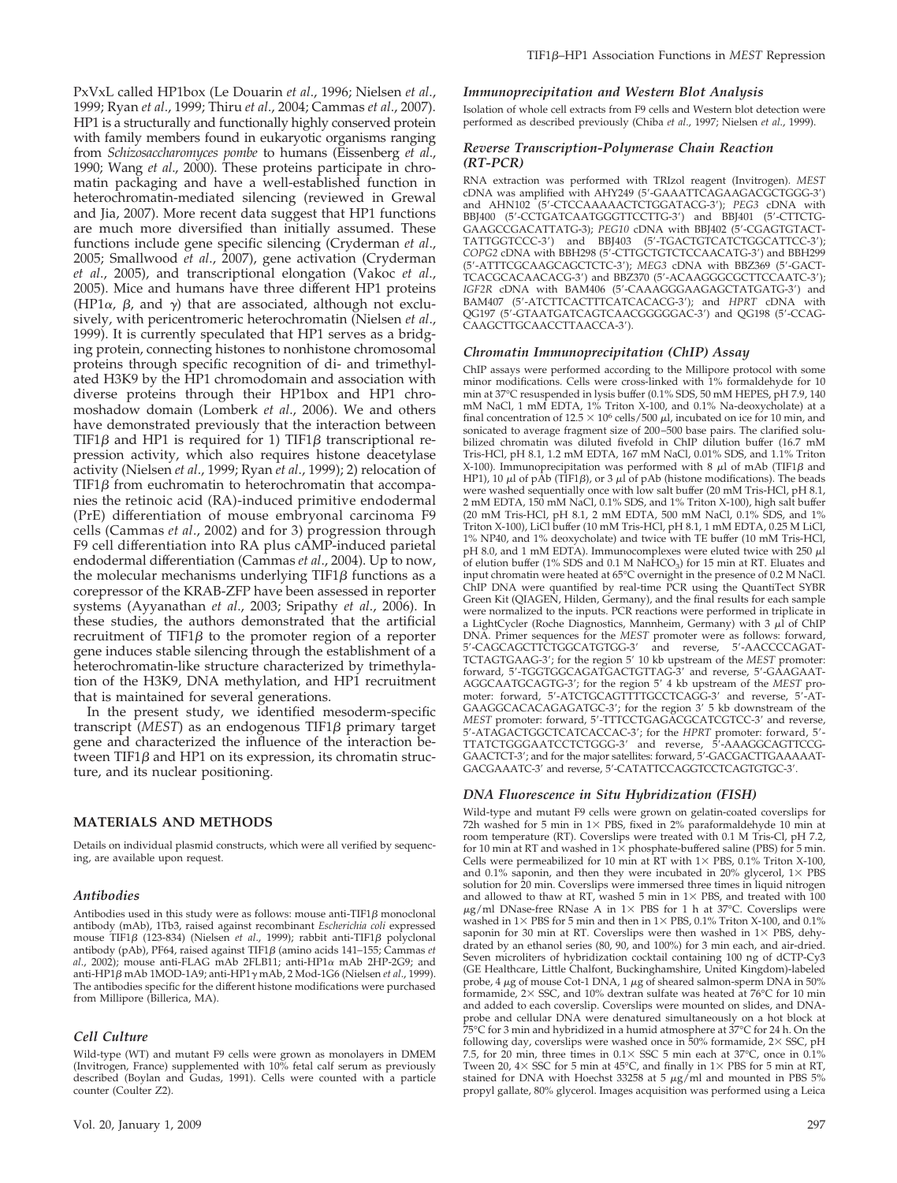PxVxL called HP1box (Le Douarin *et al.*, 1996; Nielsen *et al.*, 1999; Ryan *et al.*, 1999; Thiru *et al.*, 2004; Cammas *et al.*, 2007). HP1 is a structurally and functionally highly conserved protein with family members found in eukaryotic organisms ranging from *Schizosaccharomyces pombe* to humans (Eissenberg *et al.*, 1990; Wang *et al.*, 2000). These proteins participate in chromatin packaging and have a well-established function in heterochromatin-mediated silencing (reviewed in Grewal and Jia, 2007). More recent data suggest that HP1 functions are much more diversified than initially assumed. These functions include gene specific silencing (Cryderman *et al.*, 2005; Smallwood *et al.*, 2007), gene activation (Cryderman *et al.*, 2005), and transcriptional elongation (Vakoc *et al.*, 2005). Mice and humans have three different HP1 proteins (HP1α, β, and γ) that are associated, although not exclusively, with pericentromeric heterochromatin (Nielsen *et al.*, 1999). It is currently speculated that HP1 serves as a bridging protein, connecting histones to nonhistone chromosomal proteins through specific recognition of di- and trimethylated H3K9 by the HP1 chromodomain and association with diverse proteins through their HP1box and HP1 chromoshadow domain (Lomberk *et al.*, 2006). We and others have demonstrated previously that the interaction between TIF1β and HP1 is required for 1) TIF1β transcriptional repression activity, which also requires histone deacetylase activity (Nielsen *et al.*, 1999; Ryan *et al.*, 1999); 2) relocation of TIF1β from euchromatin to heterochromatin that accompanies the retinoic acid (RA)-induced primitive endodermal (PrE) differentiation of mouse embryonal carcinoma F9 cells (Cammas *et al.*, 2002) and for 3) progression through F9 cell differentiation into RA plus cAMP-induced parietal endodermal differentiation (Cammas *et al.*, 2004). Up to now, the molecular mechanisms underlying TIF1β functions as a corepressor of the KRAB-ZFP have been assessed in reporter systems (Ayyanathan *et al.*, 2003; Sripathy *et al.*, 2006). In these studies, the authors demonstrated that the artificial recruitment of TIF1β to the promoter region of a reporter gene induces stable silencing through the establishment of a heterochromatin-like structure characterized by trimethylation of the H3K9, DNA methylation, and HP1 recruitment that is maintained for several generations.

In the present study, we identified mesoderm-specific transcript (*MEST*) as an endogenous TIF1β primary target gene and characterized the influence of the interaction between TIF1β and HP1 on its expression, its chromatin structure, and its nuclear positioning.

## MATERIALS AND METHODS

Details on individual plasmid constructs, which were all verified by sequencing, are available upon request.

### Antibodies

Antibodies used in this study were as follows: mouse anti-TIF1β monoclonal antibody (mAb), 1Tb3, raised against recombinant *Escherichia coli* expressed mouse TIF1β (123-834) (Nielsen *et al.*, 1999); rabbit anti-TIF1β polyclonal antibody (pAb), PF64, raised against TIF1β (amino acids 141–155; Cammas *et al.*, 2002); mouse anti-FLAG mAb 2FLB11; anti-HP1α mAb 2HP-2G9; and anti-HP1β mAb 1MOD-1A9; anti-HP1γ mAb, 2 Mod-1G6 (Nielsen *et al.*, 1999). The antibodies specific for the different histone modifications were purchased from Millipore (Billerica, MA).

### Cell Culture

Wild-type (WT) and mutant F9 cells were grown as monolayers in DMEM (Invitrogen, France) supplemented with 10% fetal calf serum as previously described (Boylan and Gudas, 1991). Cells were counted with a particle counter (Coulter Z2).

### Immunoprecipitation and Western Blot Analysis

Isolation of whole cell extracts from F9 cells and Western blot detection were performed as described previously (Chiba *et al.*, 1997; Nielsen *et al.*, 1999).

### Reverse Transcription-Polymerase Chain Reaction (RT-PCR)

RNA extraction was performed with TRIzol reagent (Invitrogen). *MEST* cDNA was amplified with AHY249 (5′-GAAATTCAGAAGACGCTGGG-3′) and AHN102 (5′-CTCCAAAAACTCTGGATACG-3′); *PEG3* cDNA with BBJ400 (5′-CCTGATCAATGGGTTCCTTG-3′) and BBJ401 (5′-CTTCTGGAAGCCGACATTATG-3); *PEG10* cDNA with BBJ402 (5′-CGAGTGTACTTATTGGTCCC-3′) and BBJ403 (5′-TGACTGTCATCTGGCATTCC-3′); *COPG2* cDNA with BBH298 (5′-CTTGCTGTCTCCAACATG-3′) and BBH299 (5′-ATTTCGCAAGCAGCTCTC-3′); *MEG3* cDNA with BBZ369 (5′-GACTTCACGCACAACACG-3′) and BBZ370 (5′-ACAAGGGCGCTTCCAATC-3′); *IGF2R* cDNA with BAM406 (5′-CAAAGGGAAGAGCTATGATG-3′) and BAM407 (5′-ATCTTCACTTTCATCACACG-3′); and *HPRT* cDNA with QG197 (5′-GTAATGATCAGTCAACGGGGGAC-3′) and QG198 (5′-CCAGCAAGCTTGCAACCTTAACCA-3′).

### Chromatin Immunoprecipitation (ChIP) Assay

ChIP assays were performed according to the Millipore protocol with some minor modifications. Cells were cross-linked with 1% formaldehyde for 10 min at 37°C resuspended in lysis buffer (0.1% SDS, 50 mM HEPES, pH 7.9, 140 mM NaCl, 1 mM EDTA, 1% Triton X-100, and 0.1% Na-deoxycholate) at a final concentration of $12.5 \times 10^6$ cells/500 μl, incubated on ice for 10 min, and sonicated to average fragment size of 200–500 base pairs. The clarified solubilized chromatin was diluted fivefold in ChIP dilution buffer (16.7 mM Tris-HCl, pH 8.1, 1.2 mM EDTA, 167 mM NaCl, 0.01% SDS, and 1.1% Triton X-100). Immunoprecipitation was performed with 8 μl of mAb (TIF1β and HP1), 10 μl of pAb (TIF1β), or 3 μl of pAb (histone modifications). The beads were washed sequentially once with low salt buffer (20 mM Tris-HCl, pH 8.1, 2 mM EDTA, 150 mM NaCl, 0.1% SDS, and 1% Triton X-100), high salt buffer (20 mM Tris-HCl, pH 8.1, 2 mM EDTA, 500 mM NaCl, 0.1% SDS, and 1% Triton X-100), LiCl buffer (10 mM Tris-HCl, pH 8.1, 1 mM EDTA, 0.25 M LiCl, 1% NP40, and 1% deoxycholate) and twice with TE buffer (10 mM Tris-HCl, pH 8.0, and 1 mM EDTA). Immunocomplexes were eluted twice with 250 μl of elution buffer (1% SDS and 0.1 M $NaHCO_3$) for 15 min at RT. Eluates and input chromatin were heated at 65°C overnight in the presence of 0.2 M NaCl. ChIP DNA were quantified by real-time PCR using the QuantiTect SYBR Green Kit (QIAGEN, Hilden, Germany), and the final results for each sample were normalized to the inputs. PCR reactions were performed in triplicate in a LightCycler (Roche Diagnostics, Mannheim, Germany) with 3 μl of ChIP DNA. Primer sequences for the *MEST* promoter were as follows: forward, 5′-CAGCAGCTTCTGGCATGTGG-3′ and reverse, 5′-AACCCCAGATTCTAGTGAAG-3′; for the region 5′ 10 kb upstream of the *MEST* promoter: forward, 5′-TGGTGGCAGATGACTGTTAG-3′ and reverse, 5′-GAAGAATAGGCAATGCAGTG-3′; for the region 5′ 4 kb upstream of the *MEST* promoter: forward, 5′-ATCTGCAGTTTTGCCTCAGG-3′ and reverse, 5′-ATGAAGGCACACAGAGATGC-3′; for the region 3′ 5 kb downstream of the *MEST* promoter: forward, 5′-TTTCCTGAGACGCATCGTCC-3′ and reverse, 5′-ATAGACTGGCTCATCACCAC-3′; for the *HPRT* promoter: forward, 5′-TTATCTGGGAATCCTCTGGG-3′ and reverse, 5′-AAAGGCAGTTCCGGAACTCT-3′; and for the major satellites: forward, 5′-GACGACTTGAAAAATGACGAAATC-3′ and reverse, 5′-CATATTCCAGGTCCTCAGTGTGC-3′.

### DNA Fluorescence in Situ Hybridization (FISH)

Wild-type and mutant F9 cells were grown on gelatin-coated coverslips for 72h washed for 5 min in 1× PBS, fixed in 2% paraformaldehyde 10 min at room temperature (RT). Coverslips were treated with 0.1 M Tris-Cl, pH 7.2, for 10 min at RT and washed in 1× phosphate-buffered saline (PBS) for 5 min. Cells were permeabilized for 10 min at RT with 1× PBS, 0.1% Triton X-100, and 0.1% saponin, and then they were incubated in 20% glycerol, 1× PBS solution for 20 min. Coverslips were immersed three times in liquid nitrogen and allowed to thaw at RT, washed 5 min in 1× PBS, and treated with 100 μg/ml DNase-free RNase A in 1× PBS for 1 h at 37°C. Coverslips were washed in 1× PBS for 5 min and then in 1× PBS, 0.1% Triton X-100, and 0.1% saponin for 30 min at RT. Coverslips were then washed in 1× PBS, dehydrated by an ethanol series (80, 90, and 100%) for 3 min each, and air-dried. Seven microliters of hybridization cocktail containing 100 ng of dCTP-Cy3 (GE Healthcare, Little Chalfont, Buckinghamshire, United Kingdom)-labeled probe, 4 μg of mouse Cot-1 DNA, 1 μg of sheared salmon-sperm DNA in 50% formamide, 2× SSC, and 10% dextran sulfate was heated at 76°C for 10 min and added to each coverslip. Coverslips were mounted on slides, and DNA-probe and cellular DNA were denatured simultaneously on a hot block at 75°C for 3 min and hybridized in a humid atmosphere at 37°C for 24 h. On the following day, coverslips were washed once in 50% formamide, 2× SSC, pH 7.5, for 20 min, three times in 0.1× SSC 5 min each at 37°C, once in 0.1% Tween 20, 4× SSC for 5 min at 45°C, and finally in 1× PBS for 5 min at RT, stained for DNA with Hoechst 33258 at 5 μg/ml and mounted in PBS 5% propyl gallate, 80% glycerol. Images acquisition was performed using a Leica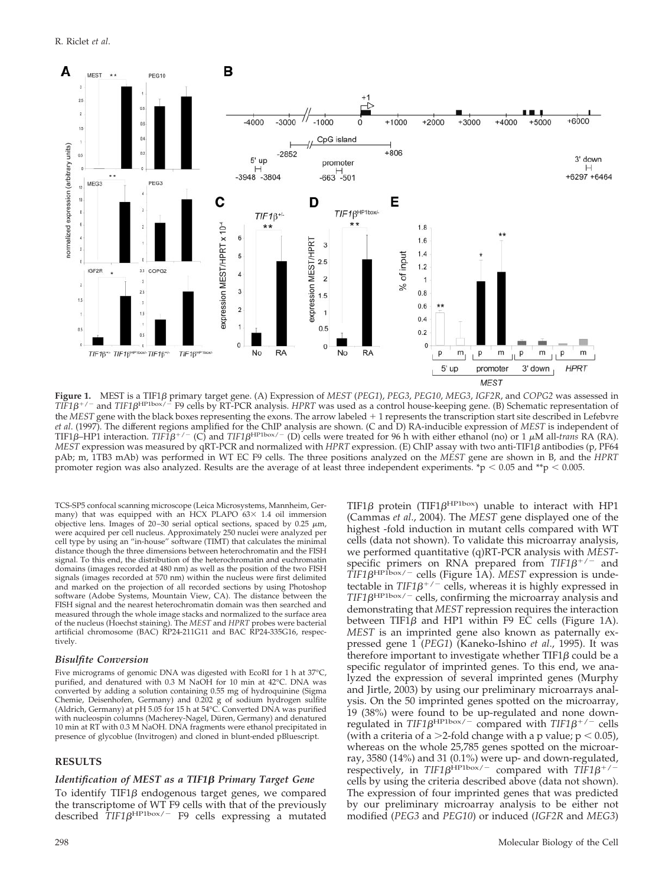**Figure 1.** MEST is a TIF1β primary target gene. (A) Expression of *MEST* (*PEG1*), *PEG3*, *PEG10*, *MEG3*, *IGF2R*, and *COPG2* was assessed in *TIF1β*$^{+/-}$ and *TIF1β*$^{HP1box/-}$ F9 cells by RT-PCR analysis. *HPRT* was used as a control house-keeping gene. (B) Schematic representation of the *MEST* gene with the black boxes representing the exons. The arrow labeled + 1 represents the transcription start site described in Lefebvre *et al*. (1997). The different regions amplified for the ChIP analysis are shown. (C and D) RA-inducible expression of *MEST* is independent of TIF1β–HP1 interaction. *TIF1β*$^{+/-}$ (C) and *TIF1β*$^{HP1box/-}$ (D) cells were treated for 96 h with either ethanol (no) or 1 μM all-*trans* RA (RA). *MEST* expression was measured by qRT-PCR and normalized with *HPRT* expression. (E) ChIP assay with two anti-TIF1β antibodies (p, PF64 pAb; m, 1TB3 mAb) was performed in WT EC F9 cells. The three positions analyzed on the *MEST* gene are shown in B, and the *HPRT* promoter region was also analyzed. Results are the average of at least three independent experiments. *p < 0.05 and **p < 0.005.

TCS-SP5 confocal scanning microscope (Leica Microsystems, Mannheim, Germany) that was equipped with an HCX PLAPO 63× 1.4 oil immersion objective lens. Images of 20–30 serial optical sections, spaced by 0.25 μm, were acquired per cell nucleus. Approximately 250 nuclei were analyzed per cell type by using an "in-house" software (TIMT) that calculates the minimal distance though the three dimensions between heterochromatin and the FISH signal. To this end, the distribution of the heterochromatin and euchromatin domains (images recorded at 480 nm) as well as the position of the two FISH signals (images recorded at 570 nm) within the nucleus were first delimited and marked on the projection of all recorded sections by using Photoshop software (Adobe Systems, Mountain View, CA). The distance between the FISH signal and the nearest heterochromatin domain was then searched and measured through the whole image stacks and normalized to the surface area of the nucleus (Hoechst staining). The *MEST* and *HPRT* probes were bacterial artificial chromosome (BAC) RP24-211G11 and BAC RP24-335G16, respectively.

### *Bisulfite Conversion*

Five micrograms of genomic DNA was digested with EcoRI for 1 h at 37°C, purified, and denatured with 0.3 M NaOH for 10 min at 42°C. DNA was converted by adding a solution containing 0.55 mg of hydroquinine (Sigma Chemie, Deisenhofen, Germany) and 0.202 g of sodium hydrogen sulfite (Aldrich, Germany) at pH 5.05 for 15 h at 54°C. Converted DNA was purified with nucleospin columns (Macherey-Nagel, Düren, Germany) and denatured 10 min at RT with 0.3 M NaOH. DNA fragments were ethanol precipitated in presence of glycoblue (Invitrogen) and cloned in blunt-ended pBluescript.

## RESULTS

### *Identification of MEST as a TIF1β Primary Target Gene*

To identify TIF1β endogenous target genes, we compared the transcriptome of WT F9 cells with that of the previously described *TIF1β*$^{HP1box/-}$ F9 cells expressing a mutated TIF1β protein (TIF1β$^{HP1box}$) unable to interact with HP1 (Cammas *et al*., 2004). The *MEST* gene displayed one of the highest -fold induction in mutant cells compared with WT cells (data not shown). To validate this microarray analysis, we performed quantitative (q)RT-PCR analysis with *MEST*-specific primers on RNA prepared from *TIF1β*$^{+/-}$ and *TIF1β*$^{HP1box/-}$ cells (Figure 1A). *MEST* expression is undetectable in *TIF1β*$^{+/-}$ cells, whereas it is highly expressed in *TIF1β*$^{HP1box/-}$ cells, confirming the microarray analysis and demonstrating that *MEST* repression requires the interaction between TIF1β and HP1 within F9 EC cells (Figure 1A). *MEST* is an imprinted gene also known as paternally expressed gene 1 (*PEG1*) (Kaneko-Ishino *et al*., 1995). It was therefore important to investigate whether TIF1β could be a specific regulator of imprinted genes. To this end, we analyzed the expression of several imprinted genes (Murphy and Jirtle, 2003) by using our preliminary microarrays analysis. On the 50 imprinted genes spotted on the microarray, 19 (38%) were found to be up-regulated and none down-regulated in *TIF1β*$^{HP1box/-}$ compared with *TIF1β*$^{+/-}$ cells (with a criteria of a >2-fold change with a p value; p < 0.05), whereas on the whole 25,785 genes spotted on the microarray, 3580 (14%) and 31 (0.1%) were up- and down-regulated, respectively, in *TIF1β*$^{HP1box/-}$ compared with *TIF1β*$^{+/-}$ cells by using the criteria described above (data not shown). The expression of four imprinted genes that was predicted by our preliminary microarray analysis to be either not modified (*PEG3* and *PEG10*) or induced (*IGF2R* and *MEG3*)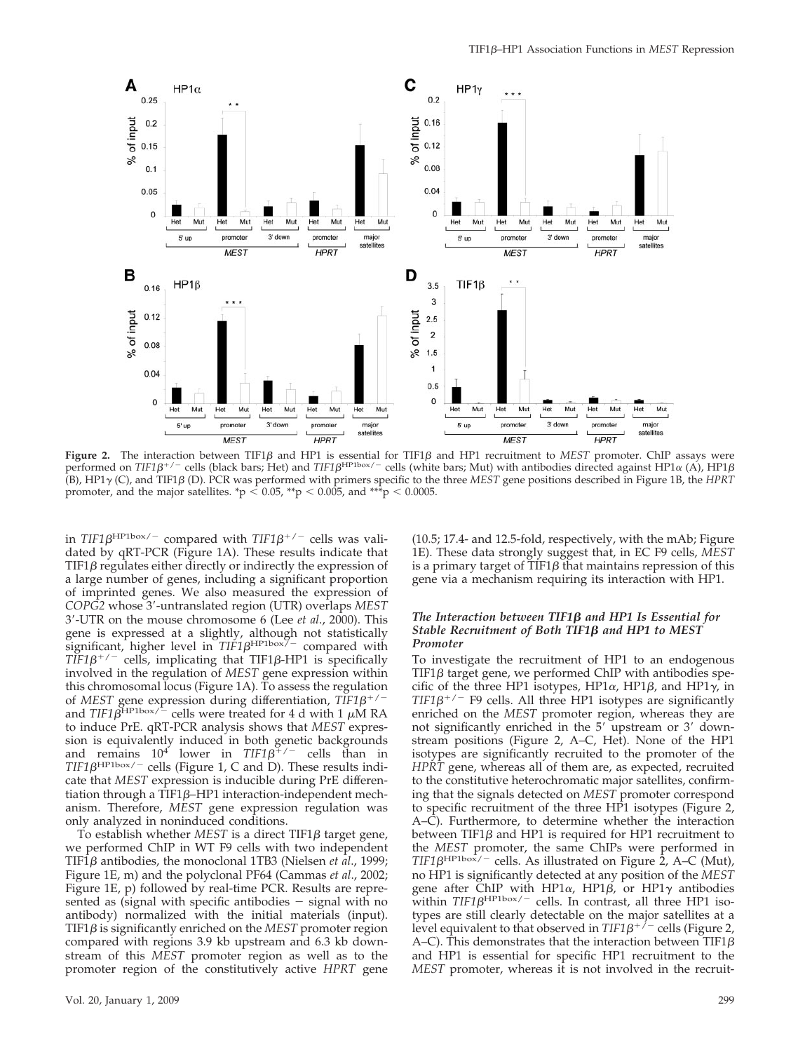**Figure 2.** The interaction between TIF1β and HP1 is essential for TIF1β and HP1 recruitment to *MEST* promoter. ChIP assays were performed on $TIF1\beta^{+/-}$ cells (black bars; Het) and $TIF1\beta^{HP1box/-}$ cells (white bars; Mut) with antibodies directed against HP1α (A), HP1β (B), HP1γ (C), and TIF1β (D). PCR was performed with primers specific to the three *MEST* gene positions described in Figure 1B, the *HPRT* promoter, and the major satellites. $^{*}p < 0.05$, $^{**}p < 0.005$, and $^{***}p < 0.0005$.

in $TIF1\beta^{HP1box/-}$ compared with $TIF1\beta^{+/-}$ cells was validated by qRT-PCR (Figure 1A). These results indicate that TIF1β regulates either directly or indirectly the expression of a large number of genes, including a significant proportion of imprinted genes. We also measured the expression of *COPG2* whose 3′-untranslated region (UTR) overlaps *MEST* 3′-UTR on the mouse chromosome 6 (Lee *et al.*, 2000). This gene is expressed at a slightly, although not statistically significant, higher level in $TIF1\beta^{HP1box/-}$ compared with $TIF1\beta^{+/-}$ cells, implicating that TIF1β-HP1 is specifically involved in the regulation of *MEST* gene expression within this chromosomal locus (Figure 1A). To assess the regulation of *MEST* gene expression during differentiation, $TIF1\beta^{+/-}$ and $TIF1\beta^{HP1box/-}$ cells were treated for 4 d with 1 μM RA to induce PrE. qRT-PCR analysis shows that *MEST* expression is equivalently induced in both genetic backgrounds and remains $10^4$ lower in $TIF1\beta^{+/-}$ cells than in $TIF1\beta^{HP1box/-}$ cells (Figure 1, C and D). These results indicate that *MEST* expression is inducible during PrE differentiation through a TIF1β–HP1 interaction-independent mechanism. Therefore, *MEST* gene expression regulation was only analyzed in noninduced conditions.

To establish whether *MEST* is a direct TIF1β target gene, we performed ChIP in WT F9 cells with two independent TIF1β antibodies, the monoclonal 1TB3 (Nielsen *et al.*, 1999; Figure 1E, m) and the polyclonal PF64 (Cammas *et al.*, 2002; Figure 1E, p) followed by real-time PCR. Results are represented as (signal with specific antibodies − signal with no antibody) normalized with the initial materials (input). TIF1β is significantly enriched on the *MEST* promoter region compared with regions 3.9 kb upstream and 6.3 kb downstream of this *MEST* promoter region as well as to the promoter region of the constitutively active *HPRT* gene (10.5; 17.4- and 12.5-fold, respectively, with the mAb; Figure 1E). These data strongly suggest that, in EC F9 cells, *MEST* is a primary target of TIF1β that maintains repression of this gene via a mechanism requiring its interaction with HP1.

### *The Interaction between TIF1β and HP1 Is Essential for Stable Recruitment of Both TIF1β and HP1 to MEST Promoter*

To investigate the recruitment of HP1 to an endogenous TIF1β target gene, we performed ChIP with antibodies specific of the three HP1 isotypes, HP1α, HP1β, and HP1γ, in $TIF1\beta^{+/-}$ F9 cells. All three HP1 isotypes are significantly enriched on the *MEST* promoter region, whereas they are not significantly enriched in the 5′ upstream or 3′ downstream positions (Figure 2, A–C, Het). None of the HP1 isotypes are significantly recruited to the promoter of the *HPRT* gene, whereas all of them are, as expected, recruited to the constitutive heterochromatic major satellites, confirming that the signals detected on *MEST* promoter correspond to specific recruitment of the three HP1 isotypes (Figure 2, A–C). Furthermore, to determine whether the interaction between TIF1β and HP1 is required for HP1 recruitment to the *MEST* promoter, the same ChIPs were performed in $TIF1\beta^{HP1box/-}$ cells. As illustrated on Figure 2, A–C (Mut), no HP1 is significantly detected at any position of the *MEST* gene after ChIP with HP1α, HP1β, or HP1γ antibodies within $TIF1\beta^{HP1box/-}$ cells. In contrast, all three HP1 isotypes are still clearly detectable on the major satellites at a level equivalent to that observed in $TIF1\beta^{+/-}$ cells (Figure 2, A–C). This demonstrates that the interaction between TIF1β and HP1 is essential for specific HP1 recruitment to the *MEST* promoter, whereas it is not involved in the recruit-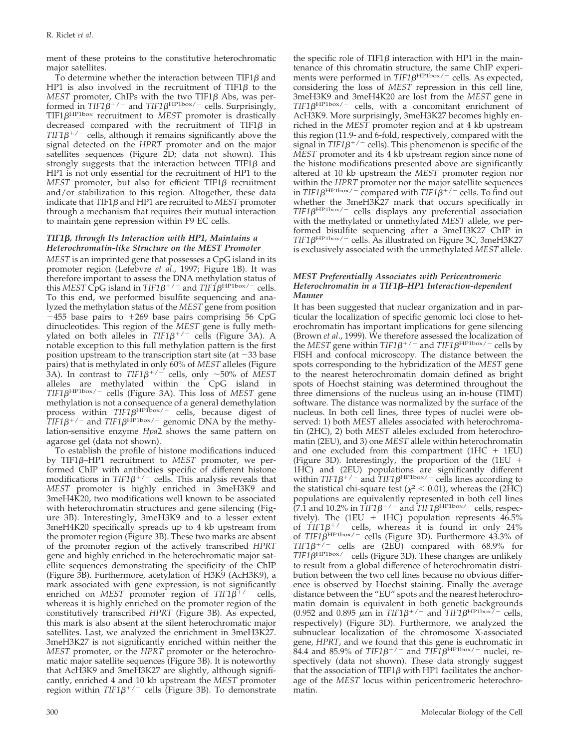ment of these proteins to the constitutive heterochromatic major satellites.

To determine whether the interaction between TIF1$\beta$ and HP1 is also involved in the recruitment of TIF1$\beta$ to the *MEST* promoter, ChIPs with the two TIF1$\beta$ Abs, was performed in *TIF1$\beta^{+/-}$* and *TIF1$\beta^{HP1box/-}$* cells. Surprisingly, TIF1$\beta^{HP1box}$ recruitment to *MEST* promoter is drastically decreased compared with the recruitment of TIF1$\beta$ in *TIF1$\beta^{+/-}$* cells, although it remains significantly above the signal detected on the *HPRT* promoter and on the major satellites sequences (Figure 2D; data not shown). This strongly suggests that the interaction between TIF1$\beta$ and HP1 is not only essential for the recruitment of HP1 to the *MEST* promoter, but also for efficient TIF1$\beta$ recruitment and/or stabilization to this region. Altogether, these data indicate that TIF1$\beta$ and HP1 are recruited to *MEST* promoter through a mechanism that requires their mutual interaction to maintain gene repression within F9 EC cells.

### *TIF1$\beta$, through Its Interaction with HP1, Maintains a Heterochromatin-like Structure on the MEST Promoter*

*MEST* is an imprinted gene that possesses a CpG island in its promoter region (Lefebvre *et al*., 1997; Figure 1B). It was therefore important to assess the DNA methylation status of this *MEST* CpG island in *TIF1$\beta^{+/-}$* and *TIF1$\beta^{HP1box/-}$* cells. To this end, we performed bisulfite sequencing and analyzed the methylation status of the *MEST* gene from position −455 base pairs to +269 base pairs comprising 56 CpG dinucleotides. This region of the *MEST* gene is fully methylated on both alleles in *TIF1$\beta^{+/-}$* cells (Figure 3A). A notable exception to this full methylation pattern is the first position upstream to the transcription start site (at −33 base pairs) that is methylated in only 60% of *MEST* alleles (Figure 3A). In contrast to *TIF1$\beta^{+/-}$* cells, only ~50% of *MEST* alleles are methylated within the CpG island in *TIF1$\beta^{HP1box/-}$* cells (Figure 3A). This loss of *MEST* gene methylation is not a consequence of a general demethylation process within *TIF1$\beta^{HP1box/-}$* cells, because digest of *TIF1$\beta^{+/-}$* and *TIF1$\beta^{HP1box/-}$* genomic DNA by the methylation-sensitive enzyme *Hpa*2 shows the same pattern on agarose gel (data not shown).

To establish the profile of histone modifications induced by TIF1$\beta$–HP1 recruitment to *MEST* promoter, we performed ChIP with antibodies specific of different histone modifications in *TIF1$\beta^{+/-}$* cells. This analysis reveals that *MEST* promoter is highly enriched in 3meH3K9 and 3meH4K20, two modifications well known to be associated with heterochromatin structures and gene silencing (Figure 3B). Interestingly, 3meH3K9 and to a lesser extent 3meH4K20 specifically spreads up to 4 kb upstream from the promoter region (Figure 3B). These two marks are absent of the promoter region of the actively transcribed *HPRT* gene and highly enriched in the heterochromatic major satellite sequences demonstrating the specificity of the ChIP (Figure 3B). Furthermore, acetylation of H3K9 (AcH3K9), a mark associated with gene expression, is not significantly enriched on *MEST* promoter region of *TIF1$\beta^{+/-}$* cells, whereas it is highly enriched on the promoter region of the constitutively transcribed *HPRT* (Figure 3B). As expected, this mark is also absent at the silent heterochromatic major satellites. Last, we analyzed the enrichment in 3meH3K27. 3meH3K27 is not significantly enriched within neither the *MEST* promoter, or the *HPRT* promoter or the heterochromatic major satellite sequences (Figure 3B). It is noteworthy that AcH3K9 and 3meH3K27 are slightly, although significantly, enriched 4 and 10 kb upstream the *MEST* promoter region within *TIF1$\beta^{+/-}$* cells (Figure 3B). To demonstrate the specific role of TIF1$\beta$ interaction with HP1 in the maintenance of this chromatin structure, the same ChIP experiments were performed in *TIF1$\beta^{HP1box/-}$* cells. As expected, considering the loss of *MEST* repression in this cell line, 3meH3K9 and 3meH4K20 are lost from the *MEST* gene in *TIF1$\beta^{HP1box/-}$* cells, with a concomitant enrichment of AcH3K9. More surprisingly, 3meH3K27 becomes highly enriched in the *MEST* promoter region and at 4 kb upstream this region (11.9- and 6-fold, respectively, compared with the signal in *TIF1$\beta^{+/-}$* cells). This phenomenon is specific of the *MEST* promoter and its 4 kb upstream region since none of the histone modifications presented above are significantly altered at 10 kb upstream the *MEST* promoter region nor within the *HPRT* promoter nor the major satellite sequences in *TIF1$\beta^{HP1box/-}$* compared with *TIF1$\beta^{+/-}$* cells. To find out whether the 3meH3K27 mark that occurs specifically in *TIF1$\beta^{HP1box/-}$* cells displays any preferential association with the methylated or unmethylated *MEST* allele, we performed bisulfite sequencing after a 3meH3K27 ChIP in *TIF1$\beta^{HP1box/-}$* cells. As illustrated on Figure 3C, 3meH3K27 is exclusively associated with the unmethylated *MEST* allele.

### *MEST Preferentially Associates with Pericentromeric Heterochromatin in a TIF1$\beta$–HP1 Interaction-dependent Manner*

It has been suggested that nuclear organization and in particular the localization of specific genomic loci close to heterochromatin has important implications for gene silencing (Brown *et al*., 1999). We therefore assessed the localization of the *MEST* gene within *TIF1$\beta^{+/-}$* and *TIF1$\beta^{HP1box/-}$* cells by FISH and confocal microscopy. The distance between the spots corresponding to the hybridization of the *MEST* gene to the nearest heterochromatin domain defined as bright spots of Hoechst staining was determined throughout the three dimensions of the nucleus using an in-house (TIMT) software. The distance was normalized by the surface of the nucleus. In both cell lines, three types of nuclei were observed: 1) both *MEST* alleles associated with heterochromatin (2HC), 2) both *MEST* alleles excluded from heterochromatin (2EU), and 3) one *MEST* allele within heterochromatin and one excluded from this compartment (1HC + 1EU) (Figure 3D). Interestingly, the proportion of the (1EU + 1HC) and (2EU) populations are significantly different within *TIF1$\beta^{+/-}$* and *TIF1$\beta^{HP1box/-}$* cells lines according to the statistical chi-square test ($\chi^2 < 0.01$), whereas the (2HC) populations are equivalently represented in both cell lines (7.1 and 10.2% in *TIF1$\beta^{+/-}$* and *TIF1$\beta^{HP1box/-}$* cells, respectively). The (1EU + 1HC) population represents 46.5% of *TIF1$\beta^{+/-}$* cells, whereas it is found in only 24% of *TIF1$\beta^{HP1box/-}$* cells (Figure 3D). Furthermore 43.3% of *TIF1$\beta^{+/-}$* cells are (2EU) compared with 68.9% for *TIF1$\beta^{HP1box/-}$* cells (Figure 3D). These changes are unlikely to result from a global difference of heterochromatin distribution between the two cell lines because no obvious difference is observed by Hoechst staining. Finally the average distance between the "EU" spots and the nearest heterochromatin domain is equivalent in both genetic backgrounds (0.952 and 0.895 $\mu$m in *TIF1$\beta^{+/-}$* and *TIF1$\beta^{HP1box/-}$* cells, respectively) (Figure 3D). Furthermore, we analyzed the subnuclear localization of the chromosome X-associated gene, *HPRT*, and we found that this gene is euchromatic in 84.4 and 85.9% of *TIF1$\beta^{+/-}$* and *TIF1$\beta^{HP1box/-}$* nuclei, respectively (data not shown). These data strongly suggest that the association of TIF1$\beta$ with HP1 facilitates the anchorage of the *MEST* locus within pericentromeric heterochromatin.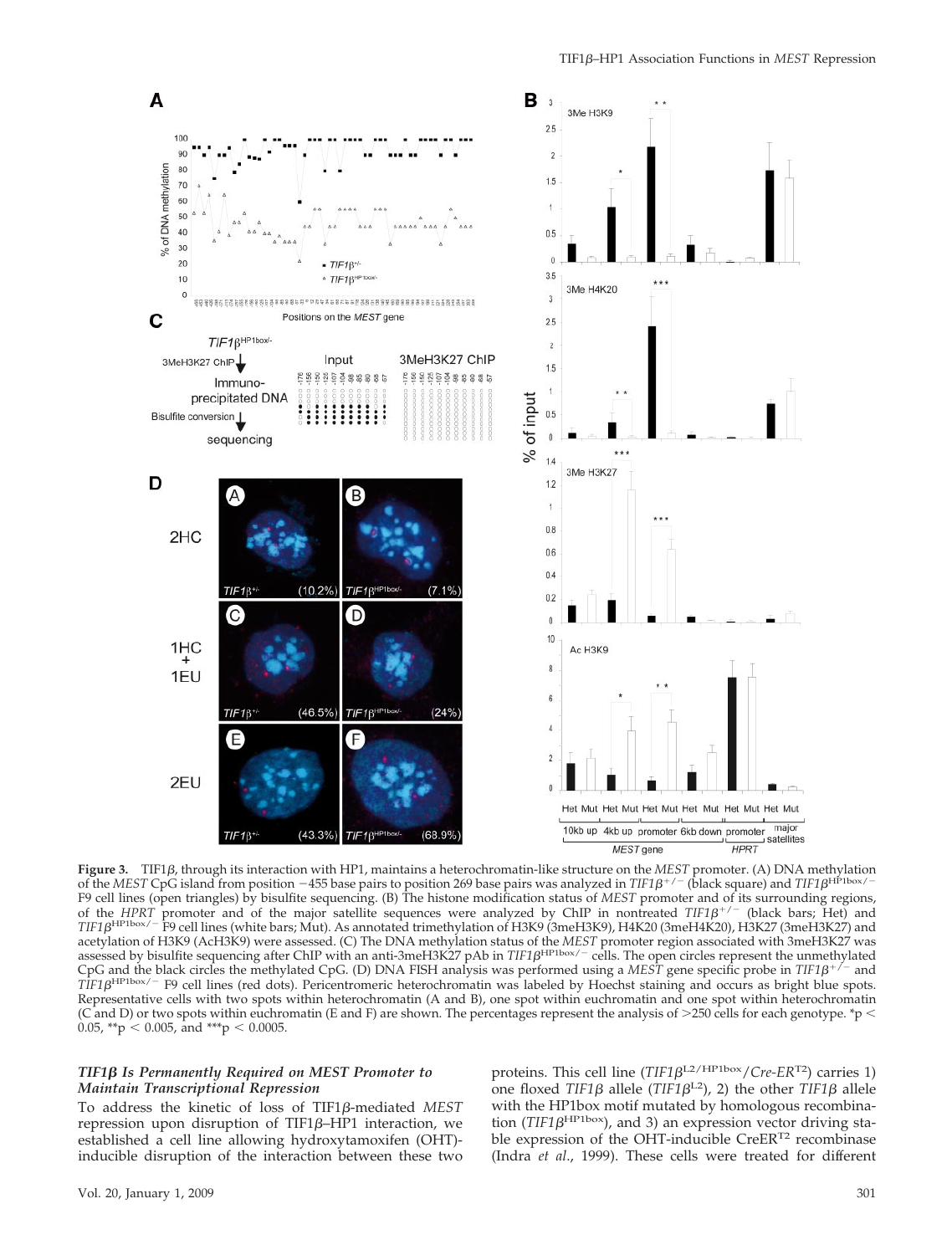**Figure 3.** TIF1β, through its interaction with HP1, maintains a heterochromatin-like structure on the *MEST* promoter. (A) DNA methylation of the *MEST* CpG island from position −455 base pairs to position 269 base pairs was analyzed in *TIF1β*$^{+/-}$ (black square) and *TIF1β*$^{HP1box/-}$ F9 cell lines (open triangles) by bisulfite sequencing. (B) The histone modification status of *MEST* promoter and of its surrounding regions, of the *HPRT* promoter and of the major satellite sequences were analyzed by ChIP in nontreated *TIF1β*$^{+/-}$ (black bars; Het) and *TIF1β*$^{HP1box/-}$ F9 cell lines (white bars; Mut). As annotated trimethylation of H3K9 (3meH3K9), H4K20 (3meH4K20), H3K27 (3meH3K27) and acetylation of H3K9 (AcH3K9) were assessed. (C) The DNA methylation status of the *MEST* promoter region associated with 3meH3K27 was assessed by bisulfite sequencing after ChIP with an anti-3meH3K27 pAb in *TIF1β*$^{HP1box/-}$ cells. The open circles represent the unmethylated CpG and the black circles the methylated CpG. (D) DNA FISH analysis was performed using a *MEST* gene specific probe in *TIF1β*$^{+/-}$ and *TIF1β*$^{HP1box/-}$ F9 cell lines (red dots). Pericentromeric heterochromatin was labeled by Hoechst staining and occurs as bright blue spots. Representative cells with two spots within heterochromatin (A and B), one spot within euchromatin and one spot within heterochromatin (C and D) or two spots within euchromatin (E and F) are shown. The percentages represent the analysis of >250 cells for each genotype. *p < 0.05, **p < 0.005, and ***p < 0.0005.

### *TIF1β Is Permanently Required on MEST Promoter to Maintain Transcriptional Repression*

To address the kinetic of loss of TIF1β-mediated *MEST* repression upon disruption of TIF1β–HP1 interaction, we established a cell line allowing hydroxytamoxifen (OHT)-inducible disruption of the interaction between these two proteins. This cell line (*TIF1β*$^{L2/HP1box}$/*Cre-ER*$^{T2}$) carries 1) one floxed *TIF1β* allele (*TIF1β*$^{L2}$), 2) the other *TIF1β* allele with the HP1box motif mutated by homologous recombination (*TIF1β*$^{HP1box}$), and 3) an expression vector driving stable expression of the OHT-inducible CreER$^{T2}$ recombinase (Indra *et al.*, 1999). These cells were treated for different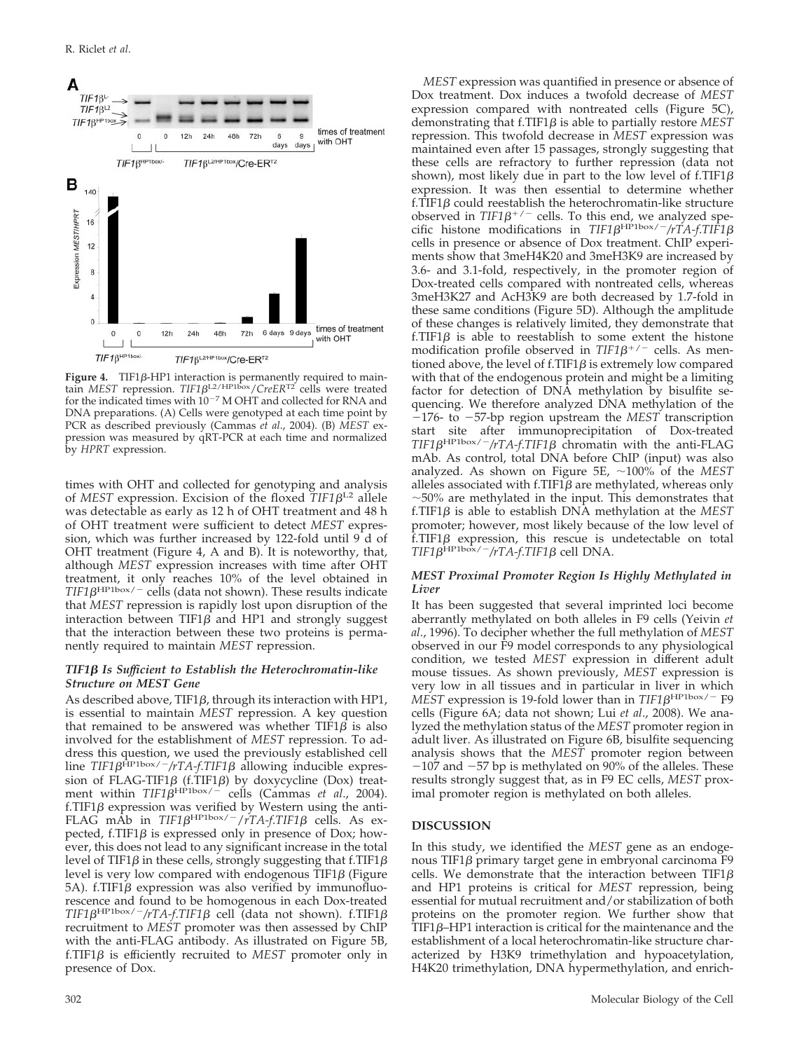**Figure 4.** TIF1β-HP1 interaction is permanently required to maintain *MEST* repression. *TIF1β*$^{L2/HP1box}$/*CreER*$^{T2}$ cells were treated for the indicated times with $10^{-7}$ M OHT and collected for RNA and DNA preparations. (A) Cells were genotyped at each time point by PCR as described previously (Cammas *et al*., 2004). (B) *MEST* expression was measured by qRT-PCR at each time and normalized by *HPRT* expression.

times with OHT and collected for genotyping and analysis of *MEST* expression. Excision of the floxed *TIF1β*$^{L2}$ allele was detectable as early as 12 h of OHT treatment and 48 h of OHT treatment were sufficient to detect *MEST* expression, which was further increased by 122-fold until 9 d of OHT treatment (Figure 4, A and B). It is noteworthy, that, although *MEST* expression increases with time after OHT treatment, it only reaches 10% of the level obtained in *TIF1β*$^{HP1box/-}$ cells (data not shown). These results indicate that *MEST* repression is rapidly lost upon disruption of the interaction between TIF1β and HP1 and strongly suggest that the interaction between these two proteins is permanently required to maintain *MEST* repression.

### *TIF1β Is Sufficient to Establish the Heterochromatin-like Structure on MEST Gene*

As described above, TIF1β, through its interaction with HP1, is essential to maintain *MEST* repression. A key question that remained to be answered was whether TIF1β is also involved for the establishment of *MEST* repression. To address this question, we used the previously established cell line *TIF1β*$^{HP1box/-}$/*rTA-f.TIF1β* allowing inducible expression of FLAG-TIF1β (f.TIF1β) by doxycycline (Dox) treatment within *TIF1β*$^{HP1box/-}$ cells (Cammas *et al*., 2004). f.TIF1β expression was verified by Western using the anti-FLAG mAb in *TIF1β*$^{HP1box/-}$/*rTA-f.TIF1β* cells. As expected, f.TIF1β is expressed only in presence of Dox; however, this does not lead to any significant increase in the total level of TIF1β in these cells, strongly suggesting that f.TIF1β level is very low compared with endogenous TIF1β (Figure 5A). f.TIF1β expression was also verified by immunofluorescence and found to be homogenous in each Dox-treated *TIF1β*$^{HP1box/-}$/*rTA-f.TIF1β* cell (data not shown). f.TIF1β recruitment to *MEST* promoter was then assessed by ChIP with the anti-FLAG antibody. As illustrated on Figure 5B, f.TIF1β is efficiently recruited to *MEST* promoter only in presence of Dox.

*MEST* expression was quantified in presence or absence of Dox treatment. Dox induces a twofold decrease of *MEST* expression compared with nontreated cells (Figure 5C), demonstrating that f.TIF1β is able to partially restore *MEST* repression. This twofold decrease in *MEST* expression was maintained even after 15 passages, strongly suggesting that these cells are refractory to further repression (data not shown), most likely due in part to the low level of f.TIF1β expression. It was then essential to determine whether f.TIF1β could reestablish the heterochromatin-like structure observed in *TIF1β*$^{+/-}$ cells. To this end, we analyzed specific histone modifications in *TIF1β*$^{HP1box/-}$/*rTA-f.TIF1β* cells in presence or absence of Dox treatment. ChIP experiments show that 3meH4K20 and 3meH3K9 are increased by 3.6- and 3.1-fold, respectively, in the promoter region of Dox-treated cells compared with nontreated cells, whereas 3meH3K27 and AcH3K9 are both decreased by 1.7-fold in these same conditions (Figure 5D). Although the amplitude of these changes is relatively limited, they demonstrate that f.TIF1β is able to reestablish to some extent the histone modification profile observed in *TIF1β*$^{+/-}$ cells. As mentioned above, the level of f.TIF1β is extremely low compared with that of the endogenous protein and might be a limiting factor for detection of DNA methylation by bisulfite sequencing. We therefore analyzed DNA methylation of the −176- to −57-bp region upstream the *MEST* transcription start site after immunoprecipitation of Dox-treated *TIF1β*$^{HP1box/-}$/*rTA-f.TIF1β* chromatin with the anti-FLAG mAb. As control, total DNA before ChIP (input) was also analyzed. As shown on Figure 5E, ~100% of the *MEST* alleles associated with f.TIF1β are methylated, whereas only ~50% are methylated in the input. This demonstrates that f.TIF1β is able to establish DNA methylation at the *MEST* promoter; however, most likely because of the low level of f.TIF1β expression, this rescue is undetectable on total *TIF1β*$^{HP1box/-}$/*rTA-f.TIF1β* cell DNA.

### *MEST Proximal Promoter Region Is Highly Methylated in Liver*

It has been suggested that several imprinted loci become aberrantly methylated on both alleles in F9 cells (Yeivin *et al*., 1996). To decipher whether the full methylation of *MEST* observed in our F9 model corresponds to any physiological condition, we tested *MEST* expression in different adult mouse tissues. As shown previously, *MEST* expression is very low in all tissues and in particular in liver in which *MEST* expression is 19-fold lower than in *TIF1β*$^{HP1box/-}$ F9 cells (Figure 6A; data not shown; Lui *et al*., 2008). We analyzed the methylation status of the *MEST* promoter region in adult liver. As illustrated on Figure 6B, bisulfite sequencing analysis shows that the *MEST* promoter region between −107 and −57 bp is methylated on 90% of the alleles. These results strongly suggest that, as in F9 EC cells, *MEST* proximal promoter region is methylated on both alleles.

## DISCUSSION

In this study, we identified the *MEST* gene as an endogenous TIF1β primary target gene in embryonal carcinoma F9 cells. We demonstrate that the interaction between TIF1β and HP1 proteins is critical for *MEST* repression, being essential for mutual recruitment and/or stabilization of both proteins on the promoter region. We further show that TIF1β–HP1 interaction is critical for the maintenance and the establishment of a local heterochromatin-like structure characterized by H3K9 trimethylation and hypoacetylation, H4K20 trimethylation, DNA hypermethylation, and enrich-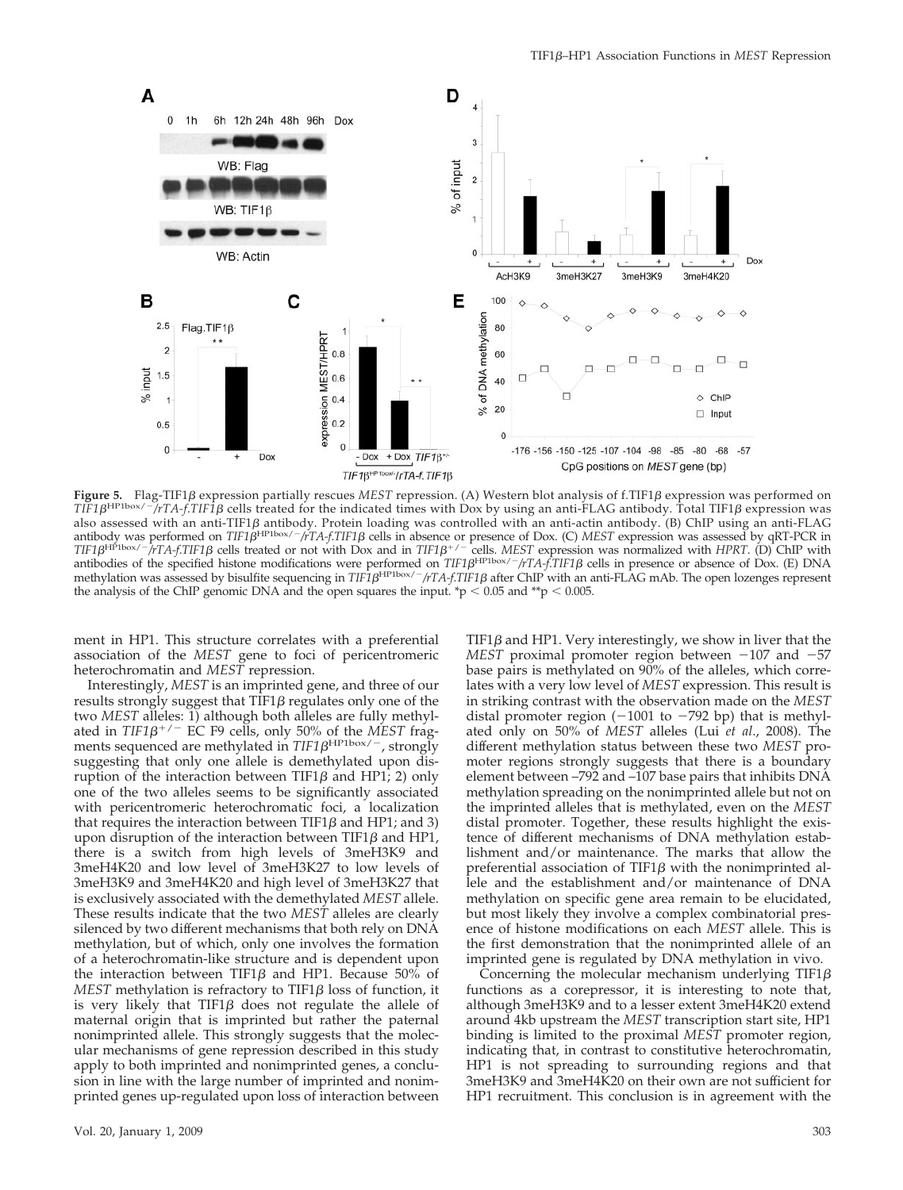**Figure 5.** Flag-TIF1β expression partially rescues *MEST* repression. (A) Western blot analysis of f.TIF1β expression was performed on *TIF1β*$^{HP1box/-}$/*rTA-f.TIF1β* cells treated for the indicated times with Dox by using an anti-FLAG antibody. Total TIF1β expression was also assessed with an anti-TIF1β antibody. Protein loading was controlled with an anti-actin antibody. (B) ChIP using an anti-FLAG antibody was performed on *TIF1β*$^{HP1box/-}$/*rTA-f.TIF1β* cells in absence or presence of Dox. (C) *MEST* expression was assessed by qRT-PCR in *TIF1β*$^{HP1box/-}$/*rTA-f.TIF1β* cells treated or not with Dox and in *TIF1β*$^{+/-}$ cells. *MEST* expression was normalized with *HPRT*. (D) ChIP with antibodies of the specified histone modifications were performed on *TIF1β*$^{HP1box/-}$/*rTA-f.TIF1β* cells in presence or absence of Dox. (E) DNA methylation was assessed by bisulfite sequencing in *TIF1β*$^{HP1box/-}$/*rTA-f.TIF1β* after ChIP with an anti-FLAG mAb. The open lozenges represent the analysis of the ChIP genomic DNA and the open squares the input. *$p < 0.05$ and **$p < 0.005$.

ment in HP1. This structure correlates with a preferential association of the *MEST* gene to foci of pericentromeric heterochromatin and *MEST* repression.

Interestingly, *MEST* is an imprinted gene, and three of our results strongly suggest that TIF1β regulates only one of the two *MEST* alleles: 1) although both alleles are fully methylated in *TIF1β*$^{+/-}$ EC F9 cells, only 50% of the *MEST* fragments sequenced are methylated in *TIF1β*$^{HP1box/-}$, strongly suggesting that only one allele is demethylated upon disruption of the interaction between TIF1β and HP1; 2) only one of the two alleles seems to be significantly associated with pericentromeric heterochromatic foci, a localization that requires the interaction between TIF1β and HP1; and 3) upon disruption of the interaction between TIF1β and HP1, there is a switch from high levels of 3meH3K9 and 3meH4K20 and low level of 3meH3K27 to low levels of 3meH3K9 and 3meH4K20 and high level of 3meH3K27 that is exclusively associated with the demethylated *MEST* allele. These results indicate that the two *MEST* alleles are clearly silenced by two different mechanisms that both rely on DNA methylation, but of which, only one involves the formation of a heterochromatin-like structure and is dependent upon the interaction between TIF1β and HP1. Because 50% of *MEST* methylation is refractory to TIF1β loss of function, it is very likely that TIF1β does not regulate the allele of maternal origin that is imprinted but rather the paternal nonimprinted allele. This strongly suggests that the molecular mechanisms of gene repression described in this study apply to both imprinted and nonimprinted genes, a conclusion in line with the large number of imprinted and nonimprinted genes up-regulated upon loss of interaction between TIF1β and HP1. Very interestingly, we show in liver that the *MEST* proximal promoter region between −107 and −57 base pairs is methylated on 90% of the alleles, which correlates with a very low level of *MEST* expression. This result is in striking contrast with the observation made on the *MEST* distal promoter region (−1001 to −792 bp) that is methylated only on 50% of *MEST* alleles (Lui *et al.*, 2008). The different methylation status between these two *MEST* promoter regions strongly suggests that there is a boundary element between –792 and –107 base pairs that inhibits DNA methylation spreading on the nonimprinted allele but not on the imprinted alleles that is methylated, even on the *MEST* distal promoter. Together, these results highlight the existence of different mechanisms of DNA methylation establishment and/or maintenance. The marks that allow the preferential association of TIF1β with the nonimprinted allele and the establishment and/or maintenance of DNA methylation on specific gene area remain to be elucidated, but most likely they involve a complex combinatorial presence of histone modifications on each *MEST* allele. This is the first demonstration that the nonimprinted allele of an imprinted gene is regulated by DNA methylation in vivo.

Concerning the molecular mechanism underlying TIF1β functions as a corepressor, it is interesting to note that, although 3meH3K9 and to a lesser extent 3meH4K20 extend around 4kb upstream the *MEST* transcription start site, HP1 binding is limited to the proximal *MEST* promoter region, indicating that, in contrast to constitutive heterochromatin, HP1 is not spreading to surrounding regions and that 3meH3K9 and 3meH4K20 on their own are not sufficient for HP1 recruitment. This conclusion is in agreement with the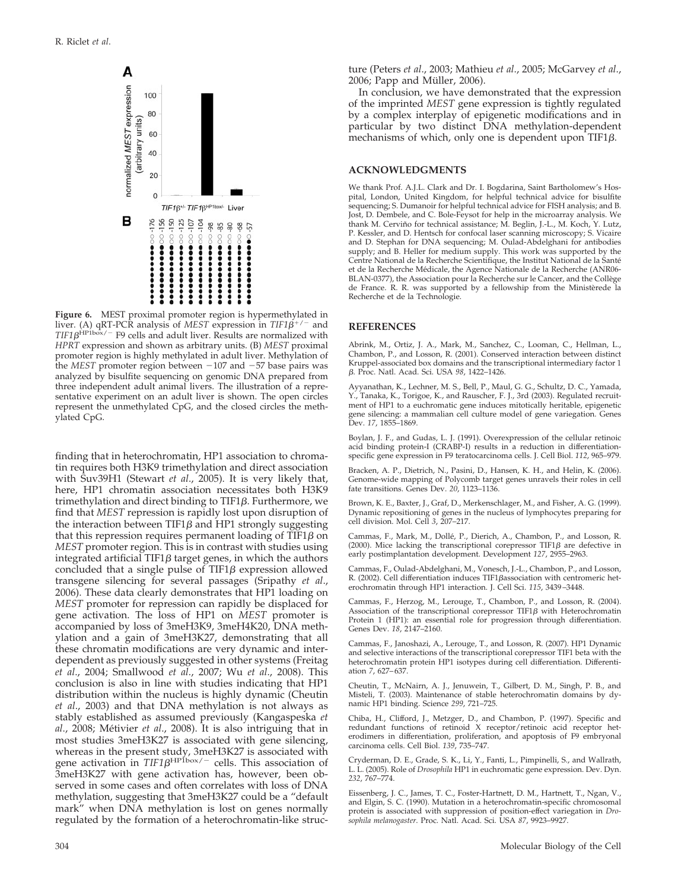**Figure 6.** MEST proximal promoter region is hypermethylated in liver. (A) qRT-PCR analysis of *MEST* expression in *TIF1β*$^{+/-}$ and *TIF1β*$^{HP1box/-}$ F9 cells and adult liver. Results are normalized with *HPRT* expression and shown as arbitrary units. (B) *MEST* proximal promoter region is highly methylated in adult liver. Methylation of the *MEST* promoter region between −107 and −57 base pairs was analyzed by bisulfite sequencing on genomic DNA prepared from three independent adult animal livers. The illustration of a representative experiment on an adult liver is shown. The open circles represent the unmethylated CpG, and the closed circles the methylated CpG.

finding that in heterochromatin, HP1 association to chromatin requires both H3K9 trimethylation and direct association with Suv39H1 (Stewart *et al*., 2005). It is very likely that, here, HP1 chromatin association necessitates both H3K9 trimethylation and direct binding to TIF1β. Furthermore, we find that *MEST* repression is rapidly lost upon disruption of the interaction between TIF1β and HP1 strongly suggesting that this repression requires permanent loading of TIF1β on *MEST* promoter region. This is in contrast with studies using integrated artificial TIF1β target genes, in which the authors concluded that a single pulse of TIF1β expression allowed transgene silencing for several passages (Sripathy *et al*., 2006). These data clearly demonstrates that HP1 loading on *MEST* promoter for repression can rapidly be displaced for gene activation. The loss of HP1 on *MEST* promoter is accompanied by loss of 3meH3K9, 3meH4K20, DNA methylation and a gain of 3meH3K27, demonstrating that all these chromatin modifications are very dynamic and interdependent as previously suggested in other systems (Freitag *et al*., 2004; Smallwood *et al*., 2007; Wu *et al*., 2008). This conclusion is also in line with studies indicating that HP1 distribution within the nucleus is highly dynamic (Cheutin *et al*., 2003) and that DNA methylation is not always as stably established as assumed previously (Kangaspeska *et al*., 2008; Métivier *et al*., 2008). It is also intriguing that in most studies 3meH3K27 is associated with gene silencing, whereas in the present study, 3meH3K27 is associated with gene activation in *TIF1β*$^{HP1box/-}$ cells. This association of 3meH3K27 with gene activation has, however, been observed in some cases and often correlates with loss of DNA methylation, suggesting that 3meH3K27 could be a "default mark" when DNA methylation is lost on genes normally regulated by the formation of a heterochromatin-like structure (Peters *et al*., 2003; Mathieu *et al*., 2005; McGarvey *et al*., 2006; Papp and Müller, 2006).

In conclusion, we have demonstrated that the expression of the imprinted *MEST* gene expression is tightly regulated by a complex interplay of epigenetic modifications and in particular by two distinct DNA methylation-dependent mechanisms of which, only one is dependent upon TIF1β.

## ACKNOWLEDGMENTS

We thank Prof. A.J.L. Clark and Dr. I. Bogdarina, Saint Bartholomew's Hospital, London, United Kingdom, for helpful technical advice for bisulfite sequencing; S. Dumanoir for helpful technical advice for FISH analysis; and B. Jost, D. Dembele, and C. Bole-Feysot for help in the microarray analysis. We thank M. Cerviño for technical assistance; M. Beglin, J.-L., M. Koch, Y. Lutz, P. Kessler, and D. Hentsch for confocal laser scanning microscopy; S. Vicaire and D. Stephan for DNA sequencing; M. Oulad-Abdelghani for antibodies supply; and B. Heller for medium supply. This work was supported by the Centre National de la Recherche Scientifique, the Institut National de la Santé et de la Recherche Médicale, the Agence Nationale de la Recherche (ANR06-BLAN-0377), the Association pour la Recherche sur le Cancer, and the Collège de France. R. R. was supported by a fellowship from the Ministèrede la Recherche et de la Technologie.

## REFERENCES

Abrink, M., Ortiz, J. A., Mark, M., Sanchez, C., Looman, C., Hellman, L., Chambon, P., and Losson, R. (2001). Conserved interaction between distinct Kruppel-associated box domains and the transcriptional intermediary factor 1 β. Proc. Natl. Acad. Sci. USA *98*, 1422–1426.

Ayyanathan, K., Lechner, M. S., Bell, P., Maul, G. G., Schultz, D. C., Yamada, Y., Tanaka, K., Torigoe, K., and Rauscher, F. J., 3rd (2003). Regulated recruitment of HP1 to a euchromatic gene induces mitotically heritable, epigenetic gene silencing: a mammalian cell culture model of gene variegation. Genes Dev. *17*, 1855–1869.

Boylan, J. F., and Gudas, L. J. (1991). Overexpression of the cellular retinoic acid binding protein-I (CRABP-I) results in a reduction in differentiation-specific gene expression in F9 teratocarcinoma cells. J. Cell Biol. *112*, 965–979.

Bracken, A. P., Dietrich, N., Pasini, D., Hansen, K. H., and Helin, K. (2006). Genome-wide mapping of Polycomb target genes unravels their roles in cell fate transitions. Genes Dev. *20*, 1123–1136.

Brown, K. E., Baxter, J., Graf, D., Merkenschlager, M., and Fisher, A. G. (1999). Dynamic repositioning of genes in the nucleus of lymphocytes preparing for cell division. Mol. Cell *3*, 207–217.

Cammas, F., Mark, M., Dollé, P., Dierich, A., Chambon, P., and Losson, R. (2000). Mice lacking the transcriptional corepressor TIF1β are defective in early postimplantation development. Development *127*, 2955–2963.

Cammas, F., Oulad-Abdelghani, M., Vonesch, J.-L., Chambon, P., and Losson, R. (2002). Cell differentiation induces TIF1βassociation with centromeric heterochromatin through HP1 interaction. J. Cell Sci. *115*, 3439–3448.

Cammas, F., Herzog, M., Lerouge, T., Chambon, P., and Losson, R. (2004). Association of the transcriptional corepressor TIF1β with Heterochromatin Protein 1 (HP1): an essential role for progression through differentiation. Genes Dev. *18*, 2147–2160.

Cammas, F., Janoshazi, A., Lerouge, T., and Losson, R. (2007). HP1 Dynamic and selective interactions of the transcriptional corepressor TIF1 beta with the heterochromatin protein HP1 isotypes during cell differentiation. Differentiation *7*, 627–637.

Cheutin, T., McNairn, A. J., Jenuwein, T., Gilbert, D. M., Singh, P. B., and Misteli, T. (2003). Maintenance of stable heterochromatin domains by dynamic HP1 binding. Science *299*, 721–725.

Chiba, H., Clifford, J., Metzger, D., and Chambon, P. (1997). Specific and redundant functions of retinoid X receptor/retinoic acid receptor heterodimers in differentiation, proliferation, and apoptosis of F9 embryonal carcinoma cells. Cell Biol. *139*, 735–747.

Cryderman, D. E., Grade, S. K., Li, Y., Fanti, L., Pimpinelli, S., and Wallrath, L. L. (2005). Role of *Drosophila* HP1 in euchromatic gene expression. Dev. Dyn. *232*, 767–774.

Eissenberg, J. C., James, T. C., Foster-Hartnett, D. M., Hartnett, T., Ngan, V., and Elgin, S. C. (1990). Mutation in a heterochromatin-specific chromosomal protein is associated with suppression of position-effect variegation in *Drosophila melanogaster*. Proc. Natl. Acad. Sci. USA *87*, 9923–9927.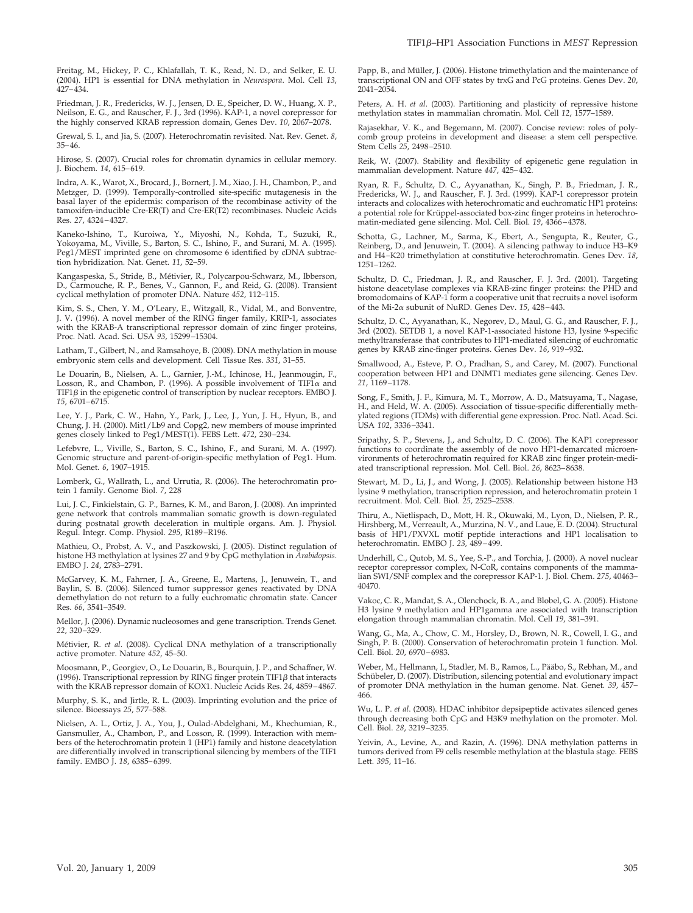Freitag, M., Hickey, P. C., Khlafallah, T. K., Read, N. D., and Selker, E. U. (2004). HP1 is essential for DNA methylation in *Neurospora*. Mol. Cell *13*, 427–434.

Friedman, J. R., Fredericks, W. J., Jensen, D. E., Speicher, D. W., Huang, X. P., Neilson, E. G., and Rauscher, F. J., 3rd (1996). KAP-1, a novel corepressor for the highly conserved KRAB repression domain, Genes Dev. *10*, 2067–2078.

Grewal, S. I., and Jia, S. (2007). Heterochromatin revisited. Nat. Rev. Genet. *8*, 35–46.

Hirose, S. (2007). Crucial roles for chromatin dynamics in cellular memory. J. Biochem. *14*, 615–619.

Indra, A. K., Warot, X., Brocard, J., Bornert, J. M., Xiao, J. H., Chambon, P., and Metzger, D. (1999). Temporally-controlled site-specific mutagenesis in the basal layer of the epidermis: comparison of the recombinase activity of the tamoxifen-inducible Cre-ER(T) and Cre-ER(T2) recombinases. Nucleic Acids Res. *27*, 4324–4327.

Kaneko-Ishino, T., Kuroiwa, Y., Miyoshi, N., Kohda, T., Suzuki, R., Yokoyama, M., Viville, S., Barton, S. C., Ishino, F., and Surani, M. A. (1995). Peg1/MEST imprinted gene on chromosome 6 identified by cDNA subtraction hybridization. Nat. Genet. *11*, 52–59.

Kangaspeska, S., Stride, B., Métivier, R., Polycarpou-Schwarz, M., Ibberson, D., Carmouche, R. P., Benes, V., Gannon, F., and Reid, G. (2008). Transient cyclical methylation of promoter DNA. Nature *452*, 112–115.

Kim, S. S., Chen, Y. M., O'Leary, E., Witzgall, R., Vidal, M., and Bonventre, J. V. (1996). A novel member of the RING finger family, KRIP-1, associates with the KRAB-A transcriptional repressor domain of zinc finger proteins, Proc. Natl. Acad. Sci. USA *93*, 15299–15304.

Latham, T., Gilbert, N., and Ramsahoye, B. (2008). DNA methylation in mouse embryonic stem cells and development. Cell Tissue Res. *331*, 31–55.

Le Douarin, B., Nielsen, A. L., Garnier, J.-M., Ichinose, H., Jeanmougin, F., Losson, R., and Chambon, P. (1996). A possible involvement of TIF1α and TIF1β in the epigenetic control of transcription by nuclear receptors. EMBO J. *15*, 6701–6715.

Lee, Y. J., Park, C. W., Hahn, Y., Park, J., Lee, J., Yun, J. H., Hyun, B., and Chung, J. H. (2000). Mit1/Lb9 and Copg2, new members of mouse imprinted genes closely linked to Peg1/MEST(1). FEBS Lett. *472*, 230–234.

Lefebvre, L., Viville, S., Barton, S. C., Ishino, F., and Surani, M. A. (1997). Genomic structure and parent-of-origin-specific methylation of Peg1. Hum. Mol. Genet. *6*, 1907–1915.

Lomberk, G., Wallrath, L., and Urrutia, R. (2006). The heterochromatin protein 1 family. Genome Biol. *7*, 228

Lui, J. C., Finkielstain, G. P., Barnes, K. M., and Baron, J. (2008). An imprinted gene network that controls mammalian somatic growth is down-regulated during postnatal growth deceleration in multiple organs. Am. J. Physiol. Regul. Integr. Comp. Physiol. *295*, R189–R196.

Mathieu, O., Probst, A. V., and Paszkowski, J. (2005). Distinct regulation of histone H3 methylation at lysines 27 and 9 by CpG methylation in *Arabidopsis*. EMBO J. *24*, 2783–2791.

McGarvey, K. M., Fahrner, J. A., Greene, E., Martens, J., Jenuwein, T., and Baylin, S. B. (2006). Silenced tumor suppressor genes reactivated by DNA demethylation do not return to a fully euchromatic chromatin state. Cancer Res. *66*, 3541–3549.

Mellor, J. (2006). Dynamic nucleosomes and gene transcription. Trends Genet. *22*, 320–329.

Métivier, R. *et al.* (2008). Cyclical DNA methylation of a transcriptionally active promoter. Nature *452*, 45–50.

Moosmann, P., Georgiev, O., Le Douarin, B., Bourquin, J. P., and Schaffner, W. (1996). Transcriptional repression by RING finger protein TIF1β that interacts with the KRAB repressor domain of KOX1. Nucleic Acids Res. *24*, 4859–4867.

Murphy, S. K., and Jirtle, R. L. (2003). Imprinting evolution and the price of silence. Bioessays *25*, 577–588.

Nielsen, A. L., Ortiz, J. A., You, J., Oulad-Abdelghani, M., Khechumian, R., Gansmuller, A., Chambon, P., and Losson, R. (1999). Interaction with members of the heterochromatin protein 1 (HP1) family and histone deacetylation are differentially involved in transcriptional silencing by members of the TIF1 family. EMBO J. *18*, 6385–6399.

Papp, B., and Müller, J. (2006). Histone trimethylation and the maintenance of transcriptional ON and OFF states by trxG and PcG proteins. Genes Dev. *20*, 2041–2054.

Peters, A. H. *et al.* (2003). Partitioning and plasticity of repressive histone methylation states in mammalian chromatin. Mol. Cell *12*, 1577–1589.

Rajasekhar, V. K., and Begemann, M. (2007). Concise review: roles of polycomb group proteins in development and disease: a stem cell perspective. Stem Cells *25*, 2498–2510.

Reik, W. (2007). Stability and flexibility of epigenetic gene regulation in mammalian development. Nature *447*, 425–432.

Ryan, R. F., Schultz, D. C., Ayyanathan, K., Singh, P. B., Friedman, J. R., Fredericks, W. J., and Rauscher, F. J. 3rd. (1999). KAP-1 corepressor protein interacts and colocalizes with heterochromatic and euchromatic HP1 proteins: a potential role for Krüppel-associated box-zinc finger proteins in heterochromatin-mediated gene silencing. Mol. Cell. Biol. *19*, 4366–4378.

Schotta, G., Lachner, M., Sarma, K., Ebert, A., Sengupta, R., Reuter, G., Reinberg, D., and Jenuwein, T. (2004). A silencing pathway to induce H3–K9 and H4–K20 trimethylation at constitutive heterochromatin. Genes Dev. *18*, 1251–1262.

Schultz, D. C., Friedman, J. R., and Rauscher, F. J. 3rd. (2001). Targeting histone deacetylase complexes via KRAB-zinc finger proteins: the PHD and bromodomains of KAP-1 form a cooperative unit that recruits a novel isoform of the Mi-2α subunit of NuRD. Genes Dev. *15*, 428–443.

Schultz, D. C., Ayyanathan, K., Negorev, D., Maul, G. G., and Rauscher, F. J., 3rd (2002). SETDB 1, a novel KAP-1-associated histone H3, lysine 9-specific methyltransferase that contributes to HP1-mediated silencing of euchromatic genes by KRAB zinc-finger proteins. Genes Dev. *16*, 919–932.

Smallwood, A., Esteve, P. O., Pradhan, S., and Carey, M. (2007). Functional cooperation between HP1 and DNMT1 mediates gene silencing. Genes Dev. *21*, 1169–1178.

Song, F., Smith, J. F., Kimura, M. T., Morrow, A. D., Matsuyama, T., Nagase, H., and Held, W. A. (2005). Association of tissue-specific differentially methylated regions (TDMs) with differential gene expression. Proc. Natl. Acad. Sci. USA *102*, 3336–3341.

Sripathy, S. P., Stevens, J., and Schultz, D. C. (2006). The KAP1 corepressor functions to coordinate the assembly of de novo HP1-demarcated microenvironments of heterochromatin required for KRAB zinc finger protein-mediated transcriptional repression. Mol. Cell. Biol. *26*, 8623–8638.

Stewart, M. D., Li, J., and Wong, J. (2005). Relationship between histone H3 lysine 9 methylation, transcription repression, and heterochromatin protein 1 recruitment. Mol. Cell. Biol. *25*, 2525–2538.

Thiru, A., Nietlispach, D., Mott, H. R., Okuwaki, M., Lyon, D., Nielsen, P. R., Hirshberg, M., Verreault, A., Murzina, N. V., and Laue, E. D. (2004). Structural basis of HP1/PXVXL motif peptide interactions and HP1 localisation to heterochromatin. EMBO J. *23*, 489–499.

Underhill, C., Qutob, M. S., Yee, S.-P., and Torchia, J. (2000). A novel nuclear receptor corepressor complex, N-CoR, contains components of the mammalian SWI/SNF complex and the corepressor KAP-1. J. Biol. Chem. *275*, 40463–40470.

Vakoc, C. R., Mandat, S. A., Olenchock, B. A., and Blobel, G. A. (2005). Histone H3 lysine 9 methylation and HP1gamma are associated with transcription elongation through mammalian chromatin. Mol. Cell *19*, 381–391.

Wang, G., Ma, A., Chow, C. M., Horsley, D., Brown, N. R., Cowell, I. G., and Singh, P. B. (2000). Conservation of heterochromatin protein 1 function. Mol. Cell. Biol. *20*, 6970–6983.

Weber, M., Hellmann, I., Stadler, M. B., Ramos, L., Pääbo, S., Rebhan, M., and Schübeler, D. (2007). Distribution, silencing potential and evolutionary impact of promoter DNA methylation in the human genome. Nat. Genet. *39*, 457–466.

Wu, L. P. *et al.* (2008). HDAC inhibitor depsipeptide activates silenced genes through decreasing both CpG and H3K9 methylation on the promoter. Mol. Cell. Biol. *28*, 3219–3235.

Yeivin, A., Levine, A., and Razin, A. (1996). DNA methylation patterns in tumors derived from F9 cells resemble methylation at the blastula stage. FEBS Lett. *395*, 11–16.